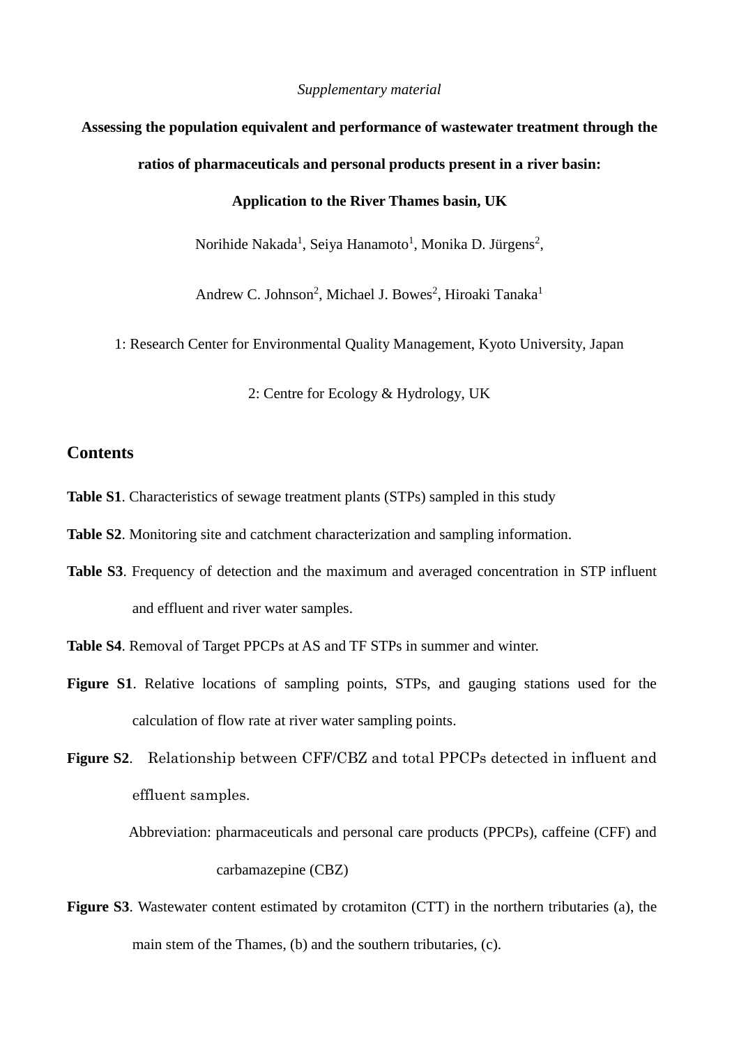*Supplementary material*

# Assessing the population equivalent and performance of wastewater treatment through the ratios of pharmaceuticals and personal products present in a river basin: Application to the River Thames basin, UK

Norihide Nakada[1], Seiya Hanamoto[1], Monika D. Jürgens[2],

Andrew C. Johnson[2], Michael J. Bowes[2], Hiroaki Tanaka[1]

1: Research Center for Environmental Quality Management, Kyoto University, Japan

2: Centre for Ecology & Hydrology, UK

## Contents

**Table S1**. Characteristics of sewage treatment plants (STPs) sampled in this study

**Table S2**. Monitoring site and catchment characterization and sampling information.

**Table S3**. Frequency of detection and the maximum and averaged concentration in STP influent and effluent and river water samples.

**Table S4**. Removal of Target PPCPs at AS and TF STPs in summer and winter.

**Figure S1**. Relative locations of sampling points, STPs, and gauging stations used for the calculation of flow rate at river water sampling points.

**Figure S2**. Relationship between CFF/CBZ and total PPCPs detected in influent and effluent samples.

Abbreviation: pharmaceuticals and personal care products (PPCPs), caffeine (CFF) and carbamazepine (CBZ)

**Figure S3**. Wastewater content estimated by crotamiton (CTT) in the northern tributaries (a), the main stem of the Thames, (b) and the southern tributaries, (c).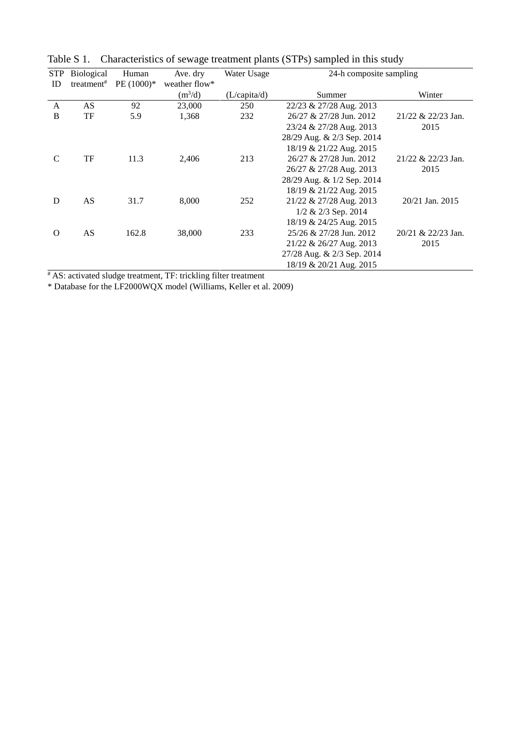Table S 1. Characteristics of sewage treatment plants (STPs) sampled in this study

| STP ID | Biological treatment[#] | Human PE (1000)* | Ave. dry weather flow* ($m^3$/d) | Water Usage (L/capita/d) | 24-h composite sampling | |
|---|---|---|---|---|---|---|
| | | | | | Summer | Winter |
| A | AS | 92 | 23,000 | 250 | 22/23 & 27/28 Aug. 2013 | |
| B | TF | 5.9 | 1,368 | 232 | 26/27 & 27/28 Jun. 2012<br>23/24 & 27/28 Aug. 2013<br>28/29 Aug. & 2/3 Sep. 2014<br>18/19 & 21/22 Aug. 2015 | 21/22 & 22/23 Jan. 2015 |
| C | TF | 11.3 | 2,406 | 213 | 26/27 & 27/28 Jun. 2012<br>26/27 & 27/28 Aug. 2013<br>28/29 Aug. & 1/2 Sep. 2014<br>18/19 & 21/22 Aug. 2015 | 21/22 & 22/23 Jan. 2015 |
| D | AS | 31.7 | 8,000 | 252 | 21/22 & 27/28 Aug. 2013<br>1/2 & 2/3 Sep. 2014<br>18/19 & 24/25 Aug. 2015 | 20/21 Jan. 2015 |
| O | AS | 162.8 | 38,000 | 233 | 25/26 & 27/28 Jun. 2012<br>21/22 & 26/27 Aug. 2013<br>27/28 Aug. & 2/3 Sep. 2014<br>18/19 & 20/21 Aug. 2015 | 20/21 & 22/23 Jan. 2015 |

[#] AS: activated sludge treatment, TF: trickling filter treatment

\* Database for the LF2000WQX model (Williams, Keller et al. 2009)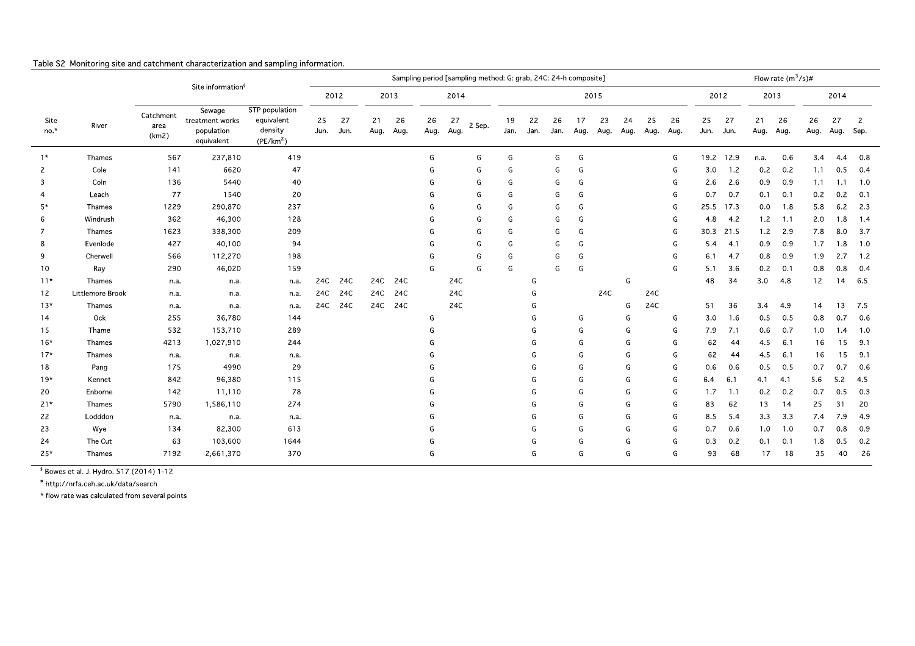Table S2 Monitoring site and catchment characterization and sampling information.

| Site no.* | River | Site information[$] | | | Sampling period [sampling method: G: grab, 24C: 24-h composite] | | | | | | | | | | | | | | | Flow rate ($m^3$/s)# | | | | | | |
|---|---|---|---|---|---|---|---|---|---|---|---|---|---|---|---|---|---|---|---|---|---|---|---|---|---|---|
| | | | | | 2012 | | 2013 | | 2014 | | | 2015 | | | | | | | | 2012 | | 2013 | | 2014 | | |
| | | Catchment area (km2) | Sewage treatment works population equivalent | STP population equivalent density (PE/$km^2$) | 25 Jun. | 27 Jun. | 21 Aug. | 26 Aug. | 26 Aug. | 27 Aug. | 2 Sep. | 19 Jan. | 22 Jan. | 26 Jan. | 17 Aug. | 23 Aug. | 24 Aug. | 25 Aug. | 26 Aug. | 25 Jun. | 27 Jun. | 21 Aug. | 26 Aug. | 26 Aug. | 27 Aug. | 2 Sep. |
| 1* | Thames | 567 | 237,810 | 419 | | | | | G | | G | G | | G | G | | | | G | 19.2 | 12.9 | n.a. | 0.6 | 3.4 | 4.4 | 0.8 |
| 2 | Cole | 141 | 6620 | 47 | | | | | G | | G | G | | G | G | | | | G | 3.0 | 1.2 | 0.2 | 0.2 | 1.1 | 0.5 | 0.4 |
| 3 | Coln | 136 | 5440 | 40 | | | | | G | | G | G | | G | G | | | | G | 2.6 | 2.6 | 0.9 | 0.9 | 1.1 | 1.1 | 1.0 |
| 4 | Leach | 77 | 1540 | 20 | | | | | G | | G | G | | G | G | | | | G | 0.7 | 0.7 | 0.1 | 0.1 | 0.2 | 0.2 | 0.1 |
| 5* | Thames | 1229 | 290,870 | 237 | | | | | G | | G | G | | G | G | | | | G | 25.5 | 17.3 | 0.0 | 1.8 | 5.8 | 6.2 | 2.3 |
| 6 | Windrush | 362 | 46,300 | 128 | | | | | G | | G | G | | G | G | | | | G | 4.8 | 4.2 | 1.2 | 1.1 | 2.0 | 1.8 | 1.4 |
| 7 | Thames | 1623 | 338,300 | 209 | | | | | G | | G | G | | G | G | | | | G | 30.3 | 21.5 | 1.2 | 2.9 | 7.8 | 8.0 | 3.7 |
| 8 | Evenlode | 427 | 40,100 | 94 | | | | | G | | G | G | | G | G | | | | G | 5.4 | 4.1 | 0.9 | 0.9 | 1.7 | 1.8 | 1.0 |
| 9 | Cherwell | 566 | 112,270 | 198 | | | | | G | | G | G | | G | G | | | | G | 6.1 | 4.7 | 0.8 | 0.9 | 1.9 | 2.7 | 1.2 |
| 10 | Ray | 290 | 46,020 | 159 | | | | | G | | G | G | | G | G | | | | G | 5.1 | 3.6 | 0.2 | 0.1 | 0.8 | 0.8 | 0.4 |
| 11* | Thames | n.a. | n.a. | n.a. | 24C | 24C | 24C | 24C | | 24C | | | G | | | | G | | | 48 | 34 | 3.0 | 4.8 | 12 | 14 | 6.5 |
| 12 | Littlemore Brook | n.a. | n.a. | n.a. | 24C | 24C | 24C | 24C | | 24C | | | G | | | 24C | | 24C | | | | | | | | |
| 13* | Thames | n.a. | n.a. | n.a. | 24C | 24C | 24C | 24C | | 24C | | | G | | | | G | 24C | | 51 | 36 | 3.4 | 4.9 | 14 | 13 | 7.5 |
| 14 | Ock | 255 | 36,780 | 144 | | | | | G | | | | G | | G | | G | | G | 3.0 | 1.6 | 0.5 | 0.5 | 0.8 | 0.7 | 0.6 |
| 15 | Thame | 532 | 153,710 | 289 | | | | | G | | | | G | | G | | G | | G | 7.9 | 7.1 | 0.6 | 0.7 | 1.0 | 1.4 | 1.0 |
| 16* | Thames | 4213 | 1,027,910 | 244 | | | | | G | | | | G | | G | | G | | G | 62 | 44 | 4.5 | 6.1 | 16 | 15 | 9.1 |
| 17* | Thames | n.a. | n.a. | n.a. | | | | | G | | | | G | | G | | G | | G | 62 | 44 | 4.5 | 6.1 | 16 | 15 | 9.1 |
| 18 | Pang | 175 | 4990 | 29 | | | | | G | | | | G | | G | | G | | G | 0.6 | 0.6 | 0.5 | 0.5 | 0.7 | 0.7 | 0.6 |
| 19* | Kennet | 842 | 96,380 | 115 | | | | | G | | | | G | | G | | G | | G | 6.4 | 6.1 | 4.1 | 4.1 | 5.6 | 5.2 | 4.5 |
| 20 | Enborne | 142 | 11,110 | 78 | | | | | G | | | | G | | G | | G | | G | 1.7 | 1.1 | 0.2 | 0.2 | 0.7 | 0.5 | 0.3 |
| 21* | Thames | 5790 | 1,586,110 | 274 | | | | | G | | | | G | | G | | G | | G | 83 | 62 | 13 | 14 | 25 | 31 | 20 |
| 22 | Lodddon | n.a. | n.a. | n.a. | | | | | G | | | | G | | G | | G | | G | 8.5 | 5.4 | 3.3 | 3.3 | 7.4 | 7.9 | 4.9 |
| 23 | Wye | 134 | 82,300 | 613 | | | | | G | | | | G | | G | | G | | G | 0.7 | 0.6 | 1.0 | 1.0 | 0.7 | 0.8 | 0.9 |
| 24 | The Cut | 63 | 103,600 | 1644 | | | | | G | | | | G | | G | | G | | G | 0.3 | 0.2 | 0.1 | 0.1 | 1.8 | 0.5 | 0.2 |
| 25* | Thames | 7192 | 2,661,370 | 370 | | | | | G | | | | G | | G | | G | | G | 93 | 68 | 17 | 18 | 35 | 40 | 26 |

[$] Bowes et al. J. Hydro. 517 (2014) 1-12

[#] http://nrfa.ceh.ac.uk/data/search

\* flow rate was calculated from several points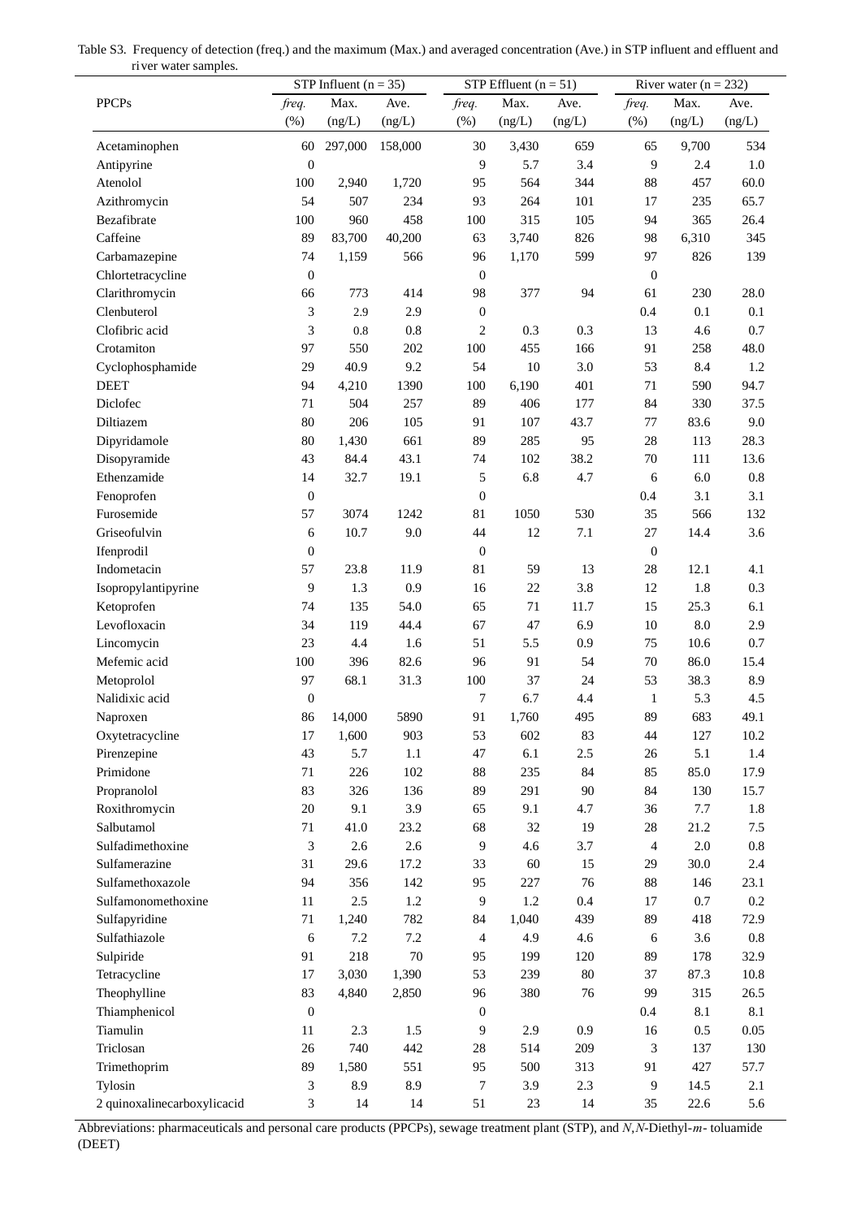Table S3. Frequency of detection (freq.) and the maximum (Max.) and averaged concentration (Ave.) in STP influent and effluent and river water samples.

| PPCPs | STP Influent (n = 35) | | | STP Effluent (n = 51) | | | River water (n = 232) | | |
|---|---|---|---|---|---|---|---|---|---|
| | *freq.* (%) | Max. (ng/L) | Ave. (ng/L) | *freq.* (%) | Max. (ng/L) | Ave. (ng/L) | *freq.* (%) | Max. (ng/L) | Ave. (ng/L) |
| Acetaminophen | 60 | 297,000 | 158,000 | 30 | 3,430 | 659 | 65 | 9,700 | 534 |
| Antipyrine | 0 | | | 9 | 5.7 | 3.4 | 9 | 2.4 | 1.0 |
| Atenolol | 100 | 2,940 | 1,720 | 95 | 564 | 344 | 88 | 457 | 60.0 |
| Azithromycin | 54 | 507 | 234 | 93 | 264 | 101 | 17 | 235 | 65.7 |
| Bezafibrate | 100 | 960 | 458 | 100 | 315 | 105 | 94 | 365 | 26.4 |
| Caffeine | 89 | 83,700 | 40,200 | 63 | 3,740 | 826 | 98 | 6,310 | 345 |
| Carbamazepine | 74 | 1,159 | 566 | 96 | 1,170 | 599 | 97 | 826 | 139 |
| Chlortetracycline | 0 | | | 0 | | | 0 | | |
| Clarithromycin | 66 | 773 | 414 | 98 | 377 | 94 | 61 | 230 | 28.0 |
| Clenbuterol | 3 | 2.9 | 2.9 | 0 | | | 0.4 | 0.1 | 0.1 |
| Clofibric acid | 3 | 0.8 | 0.8 | 2 | 0.3 | 0.3 | 13 | 4.6 | 0.7 |
| Crotamiton | 97 | 550 | 202 | 100 | 455 | 166 | 91 | 258 | 48.0 |
| Cyclophosphamide | 29 | 40.9 | 9.2 | 54 | 10 | 3.0 | 53 | 8.4 | 1.2 |
| DEET | 94 | 4,210 | 1390 | 100 | 6,190 | 401 | 71 | 590 | 94.7 |
| Diclofec | 71 | 504 | 257 | 89 | 406 | 177 | 84 | 330 | 37.5 |
| Diltiazem | 80 | 206 | 105 | 91 | 107 | 43.7 | 77 | 83.6 | 9.0 |
| Dipyridamole | 80 | 1,430 | 661 | 89 | 285 | 95 | 28 | 113 | 28.3 |
| Disopyramide | 43 | 84.4 | 43.1 | 74 | 102 | 38.2 | 70 | 111 | 13.6 |
| Ethenzamide | 14 | 32.7 | 19.1 | 5 | 6.8 | 4.7 | 6 | 6.0 | 0.8 |
| Fenoprofen | 0 | | | 0 | | | 0.4 | 3.1 | 3.1 |
| Furosemide | 57 | 3074 | 1242 | 81 | 1050 | 530 | 35 | 566 | 132 |
| Griseofulvin | 6 | 10.7 | 9.0 | 44 | 12 | 7.1 | 27 | 14.4 | 3.6 |
| Ifenprodil | 0 | | | 0 | | | 0 | | |
| Indometacin | 57 | 23.8 | 11.9 | 81 | 59 | 13 | 28 | 12.1 | 4.1 |
| Isopropylantipyrine | 9 | 1.3 | 0.9 | 16 | 22 | 3.8 | 12 | 1.8 | 0.3 |
| Ketoprofen | 74 | 135 | 54.0 | 65 | 71 | 11.7 | 15 | 25.3 | 6.1 |
| Levofloxacin | 34 | 119 | 44.4 | 67 | 47 | 6.9 | 10 | 8.0 | 2.9 |
| Lincomycin | 23 | 4.4 | 1.6 | 51 | 5.5 | 0.9 | 75 | 10.6 | 0.7 |
| Mefemic acid | 100 | 396 | 82.6 | 96 | 91 | 54 | 70 | 86.0 | 15.4 |
| Metoprolol | 97 | 68.1 | 31.3 | 100 | 37 | 24 | 53 | 38.3 | 8.9 |
| Nalidixic acid | 0 | | | 7 | 6.7 | 4.4 | 1 | 5.3 | 4.5 |
| Naproxen | 86 | 14,000 | 5890 | 91 | 1,760 | 495 | 89 | 683 | 49.1 |
| Oxytetracycline | 17 | 1,600 | 903 | 53 | 602 | 83 | 44 | 127 | 10.2 |
| Pirenzepine | 43 | 5.7 | 1.1 | 47 | 6.1 | 2.5 | 26 | 5.1 | 1.4 |
| Primidone | 71 | 226 | 102 | 88 | 235 | 84 | 85 | 85.0 | 17.9 |
| Propranolol | 83 | 326 | 136 | 89 | 291 | 90 | 84 | 130 | 15.7 |
| Roxithromycin | 20 | 9.1 | 3.9 | 65 | 9.1 | 4.7 | 36 | 7.7 | 1.8 |
| Salbutamol | 71 | 41.0 | 23.2 | 68 | 32 | 19 | 28 | 21.2 | 7.5 |
| Sulfadimethoxine | 3 | 2.6 | 2.6 | 9 | 4.6 | 3.7 | 4 | 2.0 | 0.8 |
| Sulfamerazine | 31 | 29.6 | 17.2 | 33 | 60 | 15 | 29 | 30.0 | 2.4 |
| Sulfamethoxazole | 94 | 356 | 142 | 95 | 227 | 76 | 88 | 146 | 23.1 |
| Sulfamonomethoxine | 11 | 2.5 | 1.2 | 9 | 1.2 | 0.4 | 17 | 0.7 | 0.2 |
| Sulfapyridine | 71 | 1,240 | 782 | 84 | 1,040 | 439 | 89 | 418 | 72.9 |
| Sulfathiazole | 6 | 7.2 | 7.2 | 4 | 4.9 | 4.6 | 6 | 3.6 | 0.8 |
| Sulpiride | 91 | 218 | 70 | 95 | 199 | 120 | 89 | 178 | 32.9 |
| Tetracycline | 17 | 3,030 | 1,390 | 53 | 239 | 80 | 37 | 87.3 | 10.8 |
| Theophylline | 83 | 4,840 | 2,850 | 96 | 380 | 76 | 99 | 315 | 26.5 |
| Thiamphenicol | 0 | | | 0 | | | 0.4 | 8.1 | 8.1 |
| Tiamulin | 11 | 2.3 | 1.5 | 9 | 2.9 | 0.9 | 16 | 0.5 | 0.05 |
| Triclosan | 26 | 740 | 442 | 28 | 514 | 209 | 3 | 137 | 130 |
| Trimethoprim | 89 | 1,580 | 551 | 95 | 500 | 313 | 91 | 427 | 57.7 |
| Tylosin | 3 | 8.9 | 8.9 | 7 | 3.9 | 2.3 | 9 | 14.5 | 2.1 |
| 2 quinoxalinecarboxylicacid | 3 | 14 | 14 | 51 | 23 | 14 | 35 | 22.6 | 5.6 |

Abbreviations: pharmaceuticals and personal care products (PPCPs), sewage treatment plant (STP), and *N,N*-Diethyl-*m*- toluamide (DEET)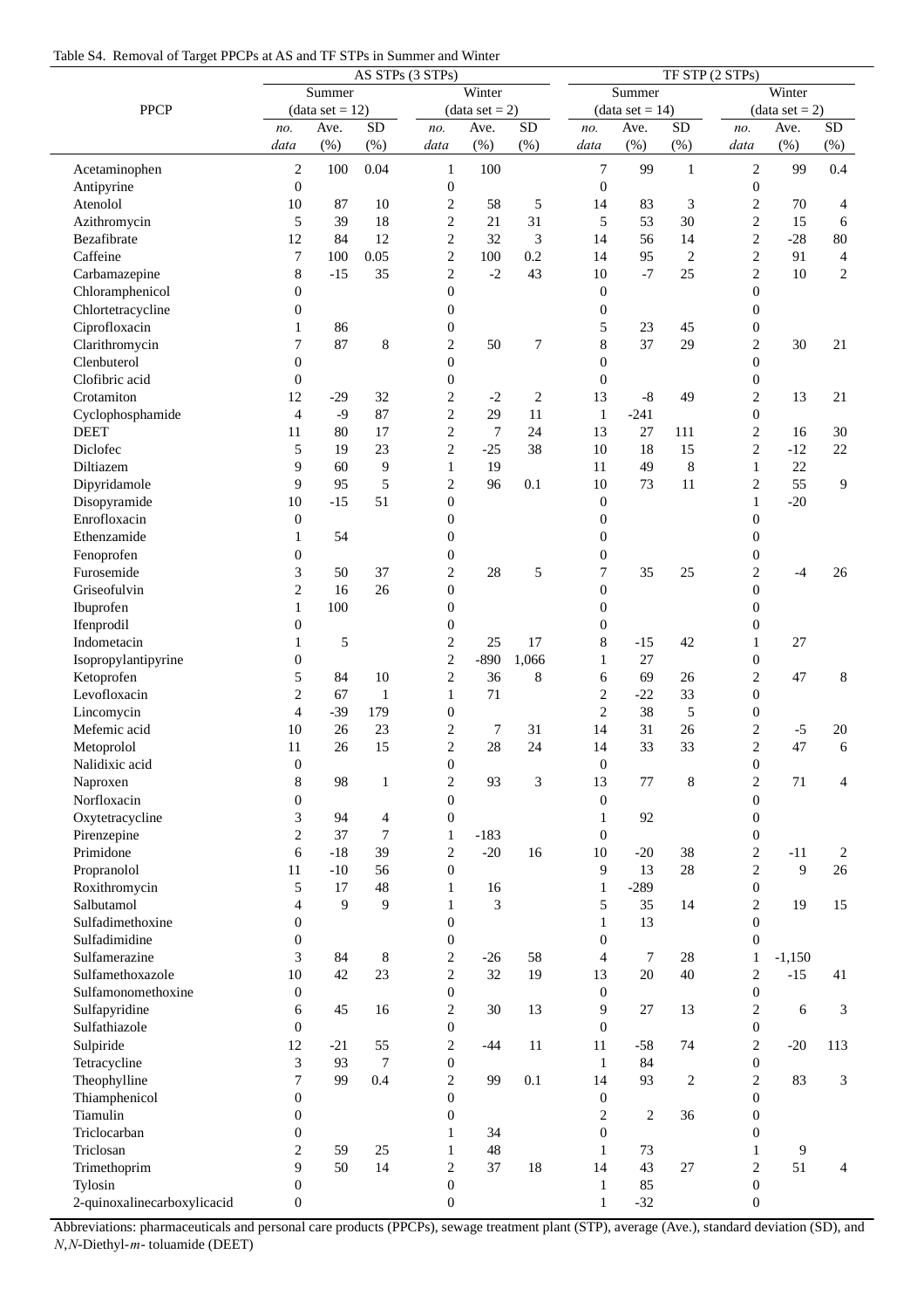Table S4. Removal of Target PPCPs at AS and TF STPs in Summer and Winter

| PPCP | AS STPs (3 STPs) | | | | | | TF STP (2 STPs) | | | | | |
|---|---|---|---|---|---|---|---|---|---|---|---|---|
| | Summer (data set = 12) | | | Winter (data set = 2) | | | Summer (data set = 14) | | | Winter (data set = 2) | | |
| | *no. data* | Ave. (%) | SD (%) | *no. data* | Ave. (%) | SD (%) | *no. data* | Ave. (%) | SD (%) | *no. data* | Ave. (%) | SD (%) |
| Acetaminophen | 2 | 100 | 0.04 | 1 | 100 | | 7 | 99 | 1 | 2 | 99 | 0.4 |
| Antipyrine | 0 | | | 0 | | | 0 | | | 0 | | |
| Atenolol | 10 | 87 | 10 | 2 | 58 | 5 | 14 | 83 | 3 | 2 | 70 | 4 |
| Azithromycin | 5 | 39 | 18 | 2 | 21 | 31 | 5 | 53 | 30 | 2 | 15 | 6 |
| Bezafibrate | 12 | 84 | 12 | 2 | 32 | 3 | 14 | 56 | 14 | 2 | -28 | 80 |
| Caffeine | 7 | 100 | 0.05 | 2 | 100 | 0.2 | 14 | 95 | 2 | 2 | 91 | 4 |
| Carbamazepine | 8 | -15 | 35 | 2 | -2 | 43 | 10 | -7 | 25 | 2 | 10 | 2 |
| Chloramphenicol | 0 | | | 0 | | | 0 | | | 0 | | |
| Chlortetracycline | 0 | | | 0 | | | 0 | | | 0 | | |
| Ciprofloxacin | 1 | 86 | | 0 | | | 5 | 23 | 45 | 0 | | |
| Clarithromycin | 7 | 87 | 8 | 2 | 50 | 7 | 8 | 37 | 29 | 2 | 30 | 21 |
| Clenbuterol | 0 | | | 0 | | | 0 | | | 0 | | |
| Clofibric acid | 0 | | | 0 | | | 0 | | | 0 | | |
| Crotamiton | 12 | -29 | 32 | 2 | -2 | 2 | 13 | -8 | 49 | 2 | 13 | 21 |
| Cyclophosphamide | 4 | -9 | 87 | 2 | 29 | 11 | 1 | -241 | | 0 | | |
| DEET | 11 | 80 | 17 | 2 | 7 | 24 | 13 | 27 | 111 | 2 | 16 | 30 |
| Diclofec | 5 | 19 | 23 | 2 | -25 | 38 | 10 | 18 | 15 | 2 | -12 | 22 |
| Diltiazem | 9 | 60 | 9 | 1 | 19 | | 11 | 49 | 8 | 1 | 22 | |
| Dipyridamole | 9 | 95 | 5 | 2 | 96 | 0.1 | 10 | 73 | 11 | 2 | 55 | 9 |
| Disopyramide | 10 | -15 | 51 | 0 | | | 0 | | | 1 | -20 | |
| Enrofloxacin | 0 | | | 0 | | | 0 | | | 0 | | |
| Ethenzamide | 1 | 54 | | 0 | | | 0 | | | 0 | | |
| Fenoprofen | 0 | | | 0 | | | 0 | | | 0 | | |
| Furosemide | 3 | 50 | 37 | 2 | 28 | 5 | 7 | 35 | 25 | 2 | -4 | 26 |
| Griseofulvin | 2 | 16 | 26 | 0 | | | 0 | | | 0 | | |
| Ibuprofen | 1 | 100 | | 0 | | | 0 | | | 0 | | |
| Ifenprodil | 0 | | | 0 | | | 0 | | | 0 | | |
| Indometacin | 1 | 5 | | 2 | 25 | 17 | 8 | -15 | 42 | 1 | 27 | |
| Isopropylantipyrine | 0 | | | 2 | -890 | 1,066 | 1 | 27 | | 0 | | |
| Ketoprofen | 5 | 84 | 10 | 2 | 36 | 8 | 6 | 69 | 26 | 2 | 47 | 8 |
| Levofloxacin | 2 | 67 | 1 | 1 | 71 | | 2 | -22 | 33 | 0 | | |
| Lincomycin | 4 | -39 | 179 | 0 | | | 2 | 38 | 5 | 0 | | |
| Mefemic acid | 10 | 26 | 23 | 2 | 7 | 31 | 14 | 31 | 26 | 2 | -5 | 20 |
| Metoprolol | 11 | 26 | 15 | 2 | 28 | 24 | 14 | 33 | 33 | 2 | 47 | 6 |
| Nalidixic acid | 0 | | | 0 | | | 0 | | | 0 | | |
| Naproxen | 8 | 98 | 1 | 2 | 93 | 3 | 13 | 77 | 8 | 2 | 71 | 4 |
| Norfloxacin | 0 | | | 0 | | | 0 | | | 0 | | |
| Oxytetracycline | 3 | 94 | 4 | 0 | | | 1 | 92 | | 0 | | |
| Pirenzepine | 2 | 37 | 7 | 1 | -183 | | 0 | | | 0 | | |
| Primidone | 6 | -18 | 39 | 2 | -20 | 16 | 10 | -20 | 38 | 2 | -11 | 2 |
| Propranolol | 11 | -10 | 56 | 0 | | | 9 | 13 | 28 | 2 | 9 | 26 |
| Roxithromycin | 5 | 17 | 48 | 1 | 16 | | 1 | -289 | | 0 | | |
| Salbutamol | 4 | 9 | 9 | 1 | 3 | | 5 | 35 | 14 | 2 | 19 | 15 |
| Sulfadimethoxine | 0 | | | 0 | | | 1 | 13 | | 0 | | |
| Sulfadimidine | 0 | | | 0 | | | 0 | | | 0 | | |
| Sulfamerazine | 3 | 84 | 8 | 2 | -26 | 58 | 4 | 7 | 28 | 1 | -1,150 | |
| Sulfamethoxazole | 10 | 42 | 23 | 2 | 32 | 19 | 13 | 20 | 40 | 2 | -15 | 41 |
| Sulfamonomethoxine | 0 | | | 0 | | | 0 | | | 0 | | |
| Sulfapyridine | 6 | 45 | 16 | 2 | 30 | 13 | 9 | 27 | 13 | 2 | 6 | 3 |
| Sulfathiazole | 0 | | | 0 | | | 0 | | | 0 | | |
| Sulpiride | 12 | -21 | 55 | 2 | -44 | 11 | 11 | -58 | 74 | 2 | -20 | 113 |
| Tetracycline | 3 | 93 | 7 | 0 | | | 1 | 84 | | 0 | | |
| Theophylline | 7 | 99 | 0.4 | 2 | 99 | 0.1 | 14 | 93 | 2 | 2 | 83 | 3 |
| Thiamphenicol | 0 | | | 0 | | | 0 | | | 0 | | |
| Tiamulin | 0 | | | 0 | | | 2 | 2 | 36 | 0 | | |
| Triclocarban | 0 | | | 1 | 34 | | 0 | | | 0 | | |
| Triclosan | 2 | 59 | 25 | 1 | 48 | | 1 | 73 | | 1 | 9 | |
| Trimethoprim | 9 | 50 | 14 | 2 | 37 | 18 | 14 | 43 | 27 | 2 | 51 | 4 |
| Tylosin | 0 | | | 0 | | | 1 | 85 | | 0 | | |
| 2-quinoxalinecarboxylicacid | 0 | | | 0 | | | 1 | -32 | | 0 | | |

Abbreviations: pharmaceuticals and personal care products (PPCPs), sewage treatment plant (STP), average (Ave.), standard deviation (SD), and *N*,*N*-Diethyl-*m*- toluamide (DEET)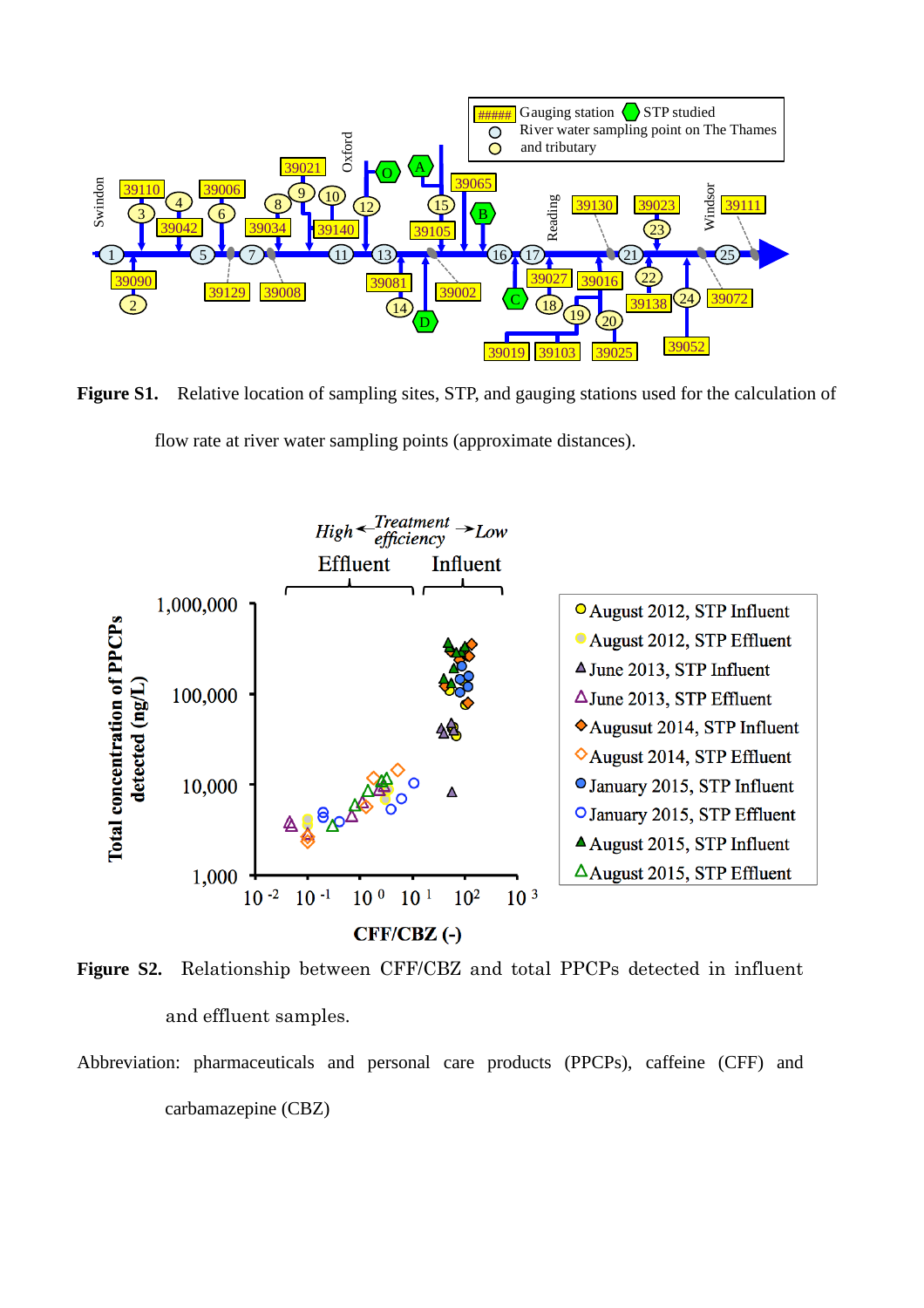**Figure S1.** Relative location of sampling sites, STP, and gauging stations used for the calculation of flow rate at river water sampling points (approximate distances).

**Figure S2.** Relationship between CFF/CBZ and total PPCPs detected in influent and effluent samples.

Abbreviation: pharmaceuticals and personal care products (PPCPs), caffeine (CFF) and carbamazepine (CBZ)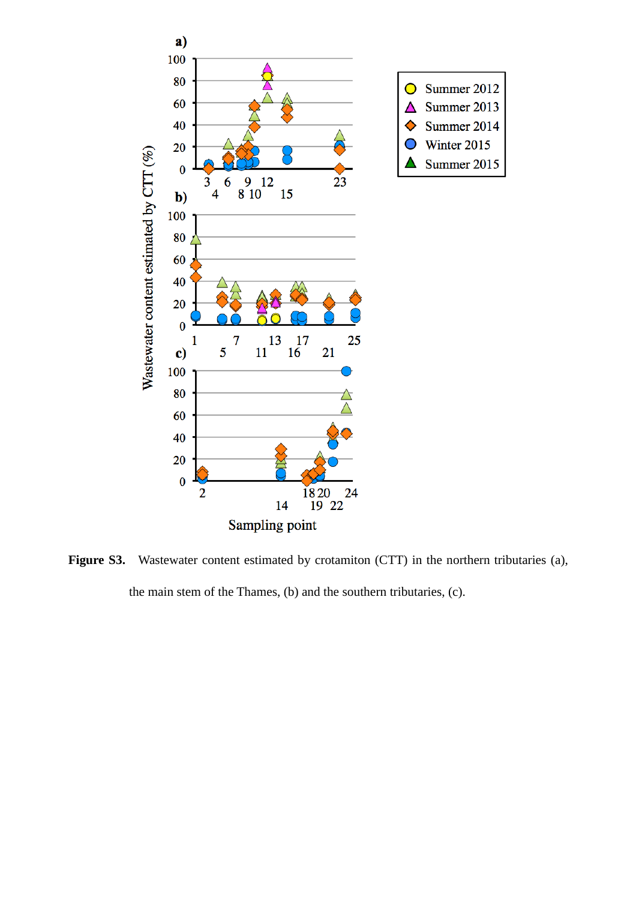**Figure S3.** Wastewater content estimated by crotamiton (CTT) in the northern tributaries (a), the main stem of the Thames, (b) and the southern tributaries, (c).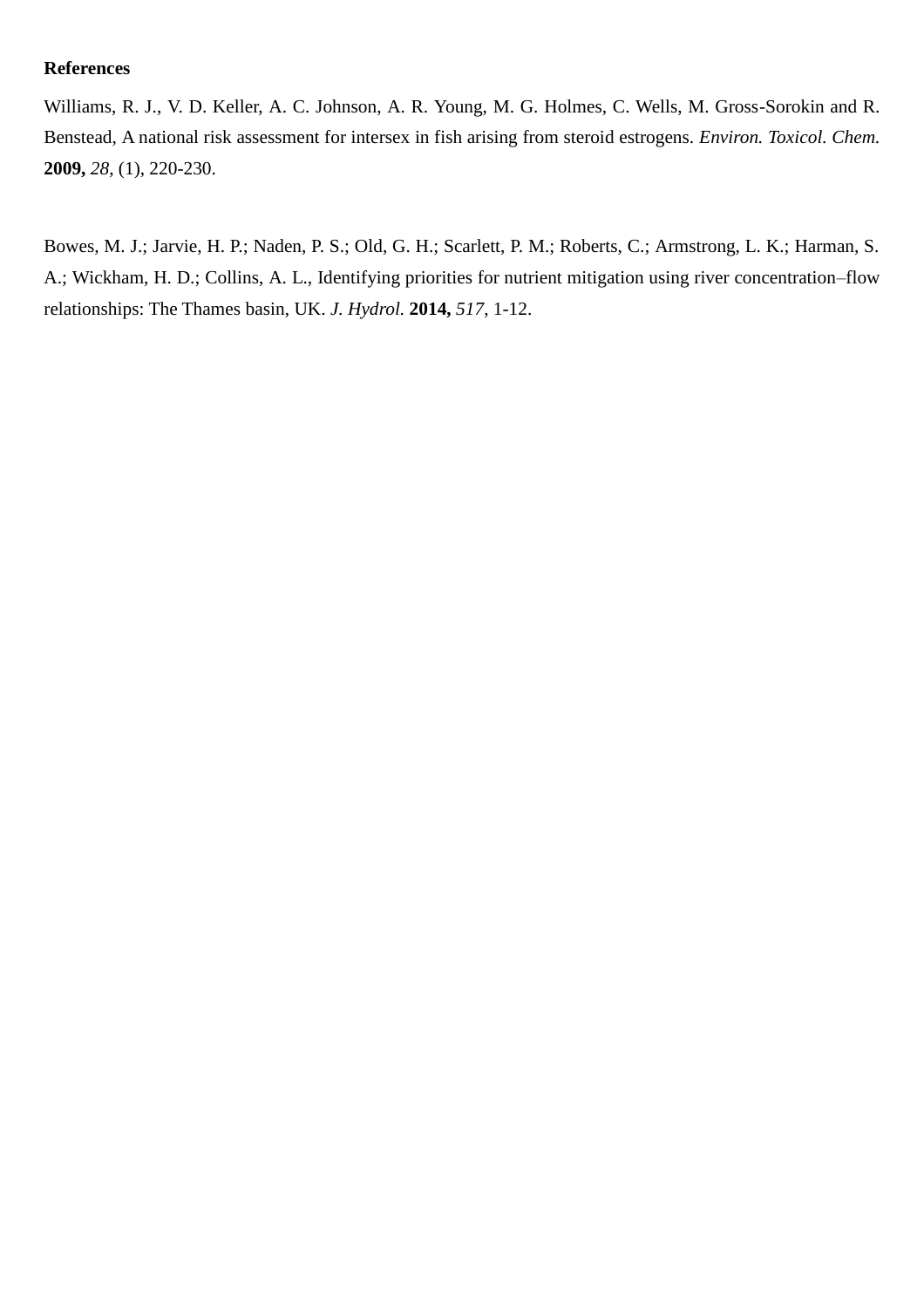**References**

Williams, R. J., V. D. Keller, A. C. Johnson, A. R. Young, M. G. Holmes, C. Wells, M. Gross-Sorokin and R. Benstead, A national risk assessment for intersex in fish arising from steroid estrogens. *Environ. Toxicol. Chem.* **2009,** *28*, (1), 220-230.

Bowes, M. J.; Jarvie, H. P.; Naden, P. S.; Old, G. H.; Scarlett, P. M.; Roberts, C.; Armstrong, L. K.; Harman, S. A.; Wickham, H. D.; Collins, A. L., Identifying priorities for nutrient mitigation using river concentration–flow relationships: The Thames basin, UK. *J. Hydrol.* **2014,** *517*, 1-12.